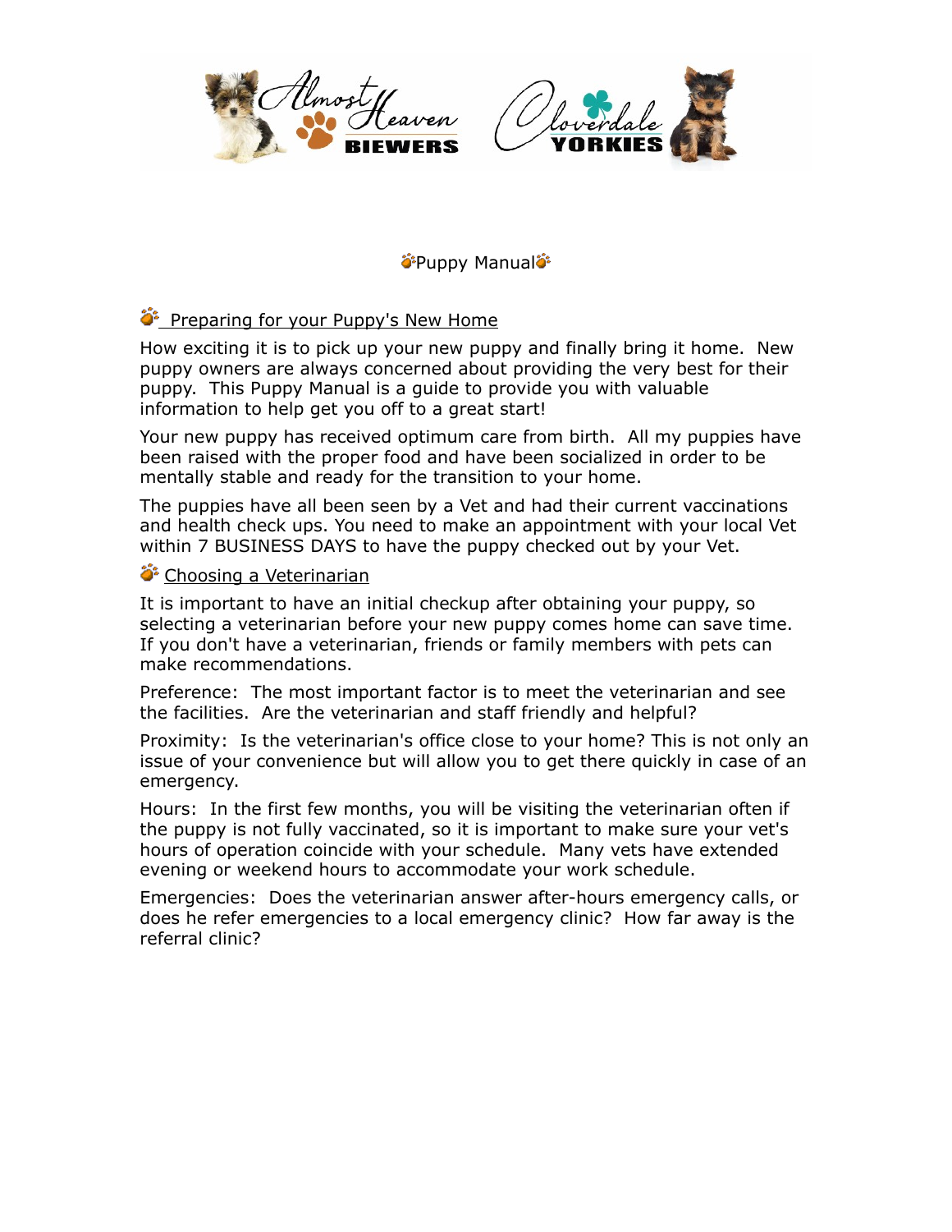# Puppy Manual

## Preparing for your Puppy's New Home

How exciting it is to pick up your new puppy and finally bring it home. New puppy owners are always concerned about providing the very best for their puppy. This Puppy Manual is a guide to provide you with valuable information to help get you off to a great start!

Your new puppy has received optimum care from birth. All my puppies have been raised with the proper food and have been socialized in order to be mentally stable and ready for the transition to your home.

The puppies have all been seen by a Vet and had their current vaccinations and health check ups. You need to make an appointment with your local Vet within 7 BUSINESS DAYS to have the puppy checked out by your Vet.

## Choosing a Veterinarian

It is important to have an initial checkup after obtaining your puppy, so selecting a veterinarian before your new puppy comes home can save time. If you don't have a veterinarian, friends or family members with pets can make recommendations.

Preference: The most important factor is to meet the veterinarian and see the facilities. Are the veterinarian and staff friendly and helpful?

Proximity: Is the veterinarian's office close to your home? This is not only an issue of your convenience but will allow you to get there quickly in case of an emergency.

Hours: In the first few months, you will be visiting the veterinarian often if the puppy is not fully vaccinated, so it is important to make sure your vet's hours of operation coincide with your schedule. Many vets have extended evening or weekend hours to accommodate your work schedule.

Emergencies: Does the veterinarian answer after-hours emergency calls, or does he refer emergencies to a local emergency clinic? How far away is the referral clinic?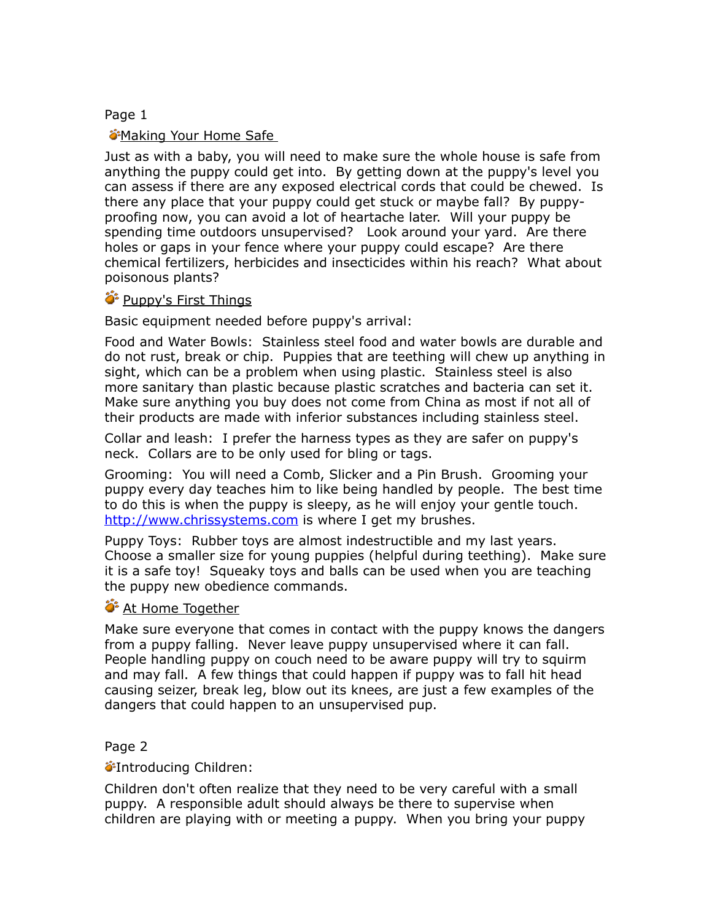Page 1

## Making Your Home Safe

Just as with a baby, you will need to make sure the whole house is safe from anything the puppy could get into. By getting down at the puppy's level you can assess if there are any exposed electrical cords that could be chewed. Is there any place that your puppy could get stuck or maybe fall? By puppy-proofing now, you can avoid a lot of heartache later. Will your puppy be spending time outdoors unsupervised? Look around your yard. Are there holes or gaps in your fence where your puppy could escape? Are there chemical fertilizers, herbicides and insecticides within his reach? What about poisonous plants?

## Puppy's First Things

Basic equipment needed before puppy's arrival:

Food and Water Bowls: Stainless steel food and water bowls are durable and do not rust, break or chip. Puppies that are teething will chew up anything in sight, which can be a problem when using plastic. Stainless steel is also more sanitary than plastic because plastic scratches and bacteria can set it. Make sure anything you buy does not come from China as most if not all of their products are made with inferior substances including stainless steel.

Collar and leash: I prefer the harness types as they are safer on puppy's neck. Collars are to be only used for bling or tags.

Grooming: You will need a Comb, Slicker and a Pin Brush. Grooming your puppy every day teaches him to like being handled by people. The best time to do this is when the puppy is sleepy, as he will enjoy your gentle touch. http://www.chrissystems.com is where I get my brushes.

Puppy Toys: Rubber toys are almost indestructible and my last years. Choose a smaller size for young puppies (helpful during teething). Make sure it is a safe toy! Squeaky toys and balls can be used when you are teaching the puppy new obedience commands.

## At Home Together

Make sure everyone that comes in contact with the puppy knows the dangers from a puppy falling. Never leave puppy unsupervised where it can fall. People handling puppy on couch need to be aware puppy will try to squirm and may fall. A few things that could happen if puppy was to fall hit head causing seizer, break leg, blow out its knees, are just a few examples of the dangers that could happen to an unsupervised pup.

Page 2

## Introducing Children:

Children don't often realize that they need to be very careful with a small puppy. A responsible adult should always be there to supervise when children are playing with or meeting a puppy. When you bring your puppy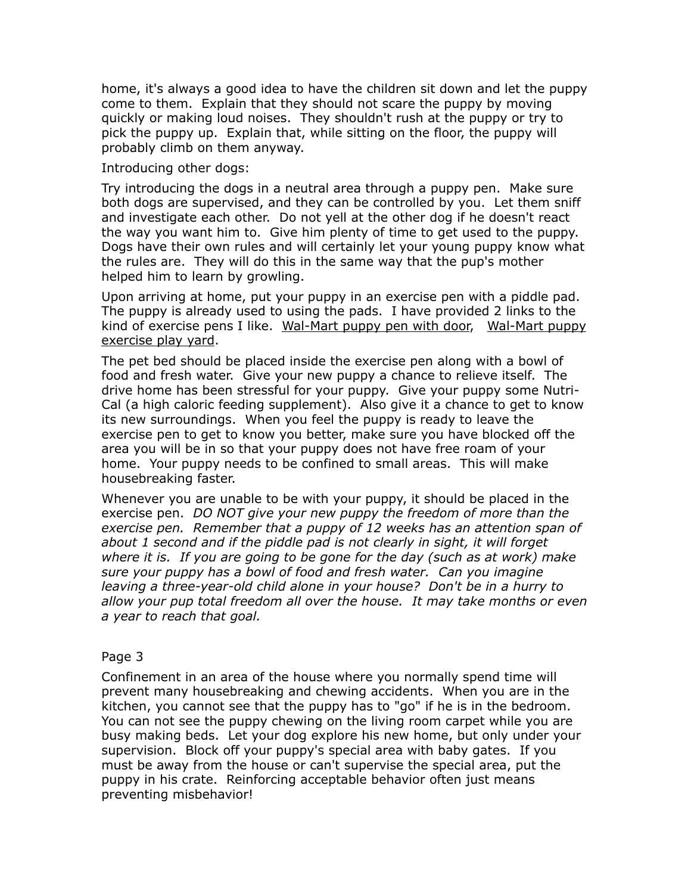home, it's always a good idea to have the children sit down and let the puppy come to them. Explain that they should not scare the puppy by moving quickly or making loud noises. They shouldn't rush at the puppy or try to pick the puppy up. Explain that, while sitting on the floor, the puppy will probably climb on them anyway.

Introducing other dogs:

Try introducing the dogs in a neutral area through a puppy pen. Make sure both dogs are supervised, and they can be controlled by you. Let them sniff and investigate each other. Do not yell at the other dog if he doesn't react the way you want him to. Give him plenty of time to get used to the puppy. Dogs have their own rules and will certainly let your young puppy know what the rules are. They will do this in the same way that the pup's mother helped him to learn by growling.

Upon arriving at home, put your puppy in an exercise pen with a piddle pad. The puppy is already used to using the pads. I have provided 2 links to the kind of exercise pens I like. Wal-Mart puppy pen with door, Wal-Mart puppy exercise play yard.

The pet bed should be placed inside the exercise pen along with a bowl of food and fresh water. Give your new puppy a chance to relieve itself. The drive home has been stressful for your puppy. Give your puppy some Nutri-Cal (a high caloric feeding supplement). Also give it a chance to get to know its new surroundings. When you feel the puppy is ready to leave the exercise pen to get to know you better, make sure you have blocked off the area you will be in so that your puppy does not have free roam of your home. Your puppy needs to be confined to small areas. This will make housebreaking faster.

Whenever you are unable to be with your puppy, it should be placed in the exercise pen. *DO NOT give your new puppy the freedom of more than the exercise pen. Remember that a puppy of 12 weeks has an attention span of about 1 second and if the piddle pad is not clearly in sight, it will forget where it is. If you are going to be gone for the day (such as at work) make sure your puppy has a bowl of food and fresh water. Can you imagine leaving a three-year-old child alone in your house? Don't be in a hurry to allow your pup total freedom all over the house. It may take months or even a year to reach that goal.*

Page 3

Confinement in an area of the house where you normally spend time will prevent many housebreaking and chewing accidents. When you are in the kitchen, you cannot see that the puppy has to "go" if he is in the bedroom. You can not see the puppy chewing on the living room carpet while you are busy making beds. Let your dog explore his new home, but only under your supervision. Block off your puppy's special area with baby gates. If you must be away from the house or can't supervise the special area, put the puppy in his crate. Reinforcing acceptable behavior often just means preventing misbehavior!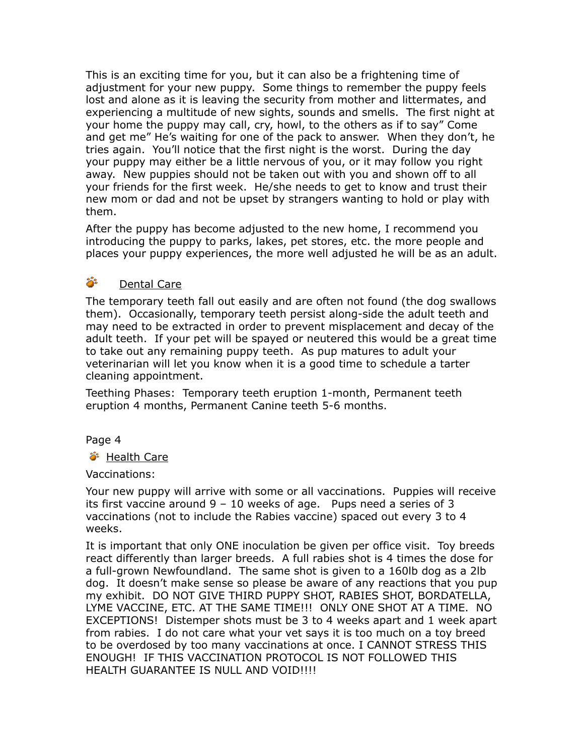This is an exciting time for you, but it can also be a frightening time of adjustment for your new puppy. Some things to remember the puppy feels lost and alone as it is leaving the security from mother and littermates, and experiencing a multitude of new sights, sounds and smells. The first night at your home the puppy may call, cry, howl, to the others as if to say" Come and get me" He's waiting for one of the pack to answer. When they don't, he tries again. You'll notice that the first night is the worst. During the day your puppy may either be a little nervous of you, or it may follow you right away. New puppies should not be taken out with you and shown off to all your friends for the first week. He/she needs to get to know and trust their new mom or dad and not be upset by strangers wanting to hold or play with them.

After the puppy has become adjusted to the new home, I recommend you introducing the puppy to parks, lakes, pet stores, etc. the more people and places your puppy experiences, the more well adjusted he will be as an adult.

## Dental Care

The temporary teeth fall out easily and are often not found (the dog swallows them). Occasionally, temporary teeth persist along-side the adult teeth and may need to be extracted in order to prevent misplacement and decay of the adult teeth. If your pet will be spayed or neutered this would be a great time to take out any remaining puppy teeth. As pup matures to adult your veterinarian will let you know when it is a good time to schedule a tarter cleaning appointment.

Teething Phases: Temporary teeth eruption 1-month, Permanent teeth eruption 4 months, Permanent Canine teeth 5-6 months.

Page 4

## Health Care

Vaccinations:

Your new puppy will arrive with some or all vaccinations. Puppies will receive its first vaccine around 9 – 10 weeks of age. Pups need a series of 3 vaccinations (not to include the Rabies vaccine) spaced out every 3 to 4 weeks.

It is important that only ONE inoculation be given per office visit. Toy breeds react differently than larger breeds. A full rabies shot is 4 times the dose for a full-grown Newfoundland. The same shot is given to a 160lb dog as a 2lb dog. It doesn't make sense so please be aware of any reactions that you pup my exhibit. DO NOT GIVE THIRD PUPPY SHOT, RABIES SHOT, BORDATELLA, LYME VACCINE, ETC. AT THE SAME TIME!!! ONLY ONE SHOT AT A TIME. NO EXCEPTIONS! Distemper shots must be 3 to 4 weeks apart and 1 week apart from rabies. I do not care what your vet says it is too much on a toy breed to be overdosed by too many vaccinations at once. I CANNOT STRESS THIS ENOUGH! IF THIS VACCINATION PROTOCOL IS NOT FOLLOWED THIS HEALTH GUARANTEE IS NULL AND VOID!!!!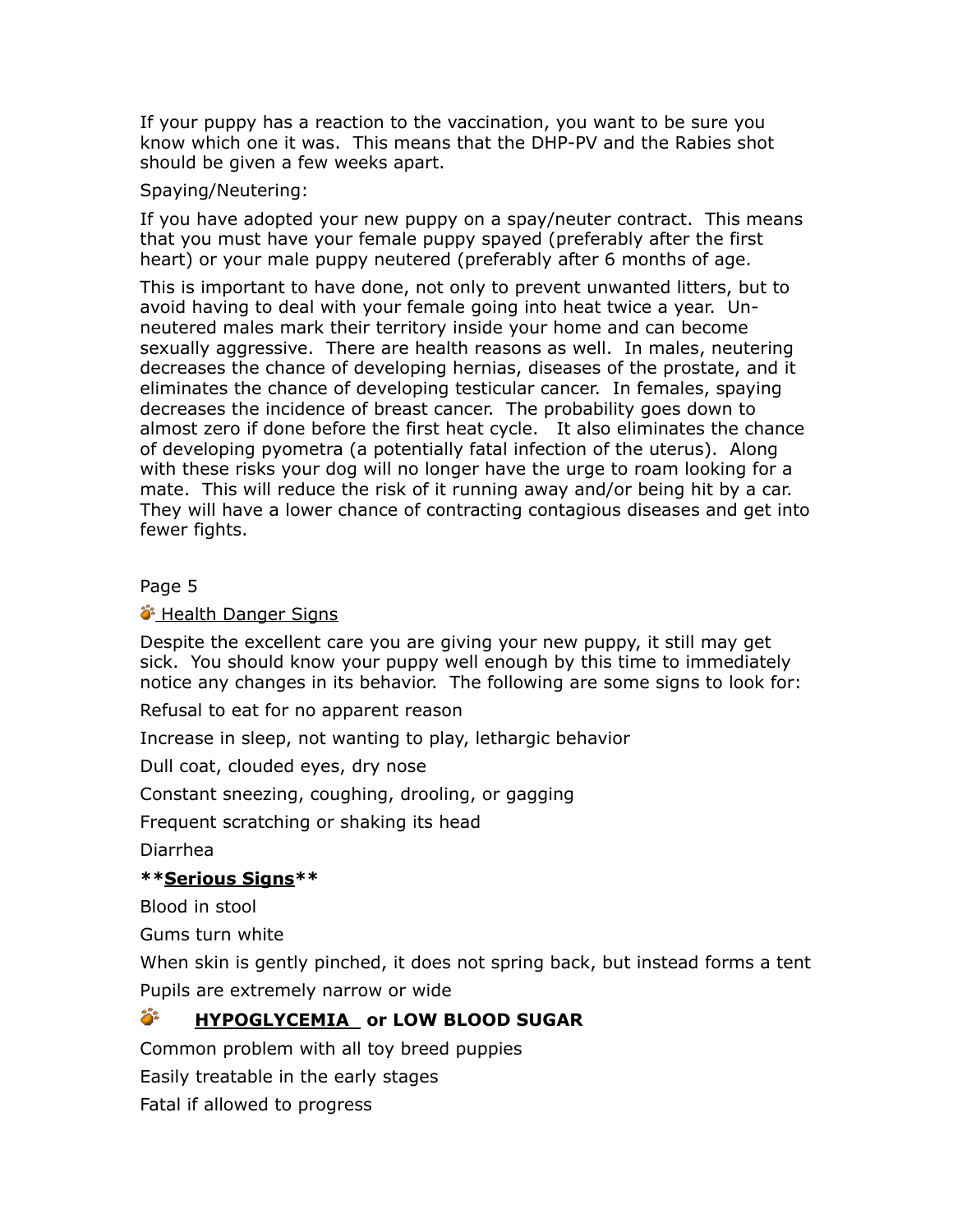If your puppy has a reaction to the vaccination, you want to be sure you know which one it was. This means that the DHP-PV and the Rabies shot should be given a few weeks apart.

Spaying/Neutering:

If you have adopted your new puppy on a spay/neuter contract. This means that you must have your female puppy spayed (preferably after the first heart) or your male puppy neutered (preferably after 6 months of age.

This is important to have done, not only to prevent unwanted litters, but to avoid having to deal with your female going into heat twice a year. Un-neutered males mark their territory inside your home and can become sexually aggressive. There are health reasons as well. In males, neutering decreases the chance of developing hernias, diseases of the prostate, and it eliminates the chance of developing testicular cancer. In females, spaying decreases the incidence of breast cancer. The probability goes down to almost zero if done before the first heat cycle. It also eliminates the chance of developing pyometra (a potentially fatal infection of the uterus). Along with these risks your dog will no longer have the urge to roam looking for a mate. This will reduce the risk of it running away and/or being hit by a car. They will have a lower chance of contracting contagious diseases and get into fewer fights.

Page 5

## Health Danger Signs

Despite the excellent care you are giving your new puppy, it still may get sick. You should know your puppy well enough by this time to immediately notice any changes in its behavior. The following are some signs to look for:

Refusal to eat for no apparent reason

Increase in sleep, not wanting to play, lethargic behavior

Dull coat, clouded eyes, dry nose

Constant sneezing, coughing, drooling, or gagging

Frequent scratching or shaking its head

Diarrhea

**\*\*Serious Signs\*\***

Blood in stool

Gums turn white

When skin is gently pinched, it does not spring back, but instead forms a tent

Pupils are extremely narrow or wide

## HYPOGLYCEMIA or LOW BLOOD SUGAR

Common problem with all toy breed puppies

Easily treatable in the early stages

Fatal if allowed to progress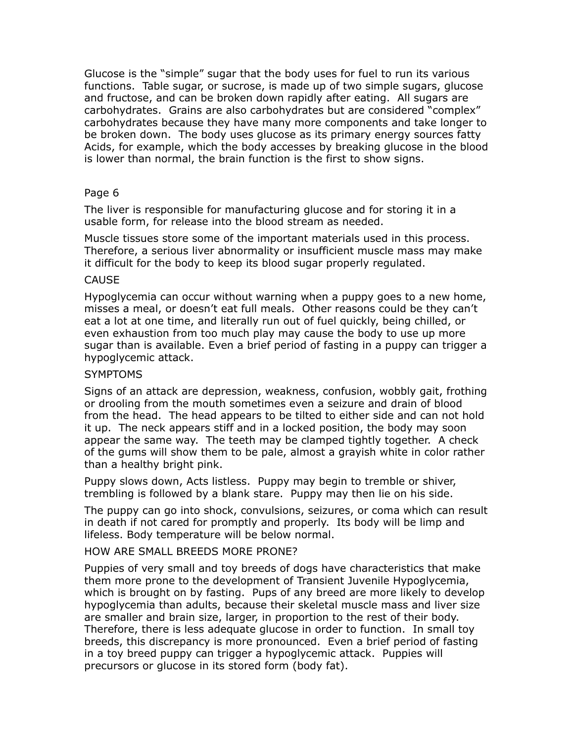Glucose is the “simple” sugar that the body uses for fuel to run its various functions. Table sugar, or sucrose, is made up of two simple sugars, glucose and fructose, and can be broken down rapidly after eating. All sugars are carbohydrates. Grains are also carbohydrates but are considered “complex” carbohydrates because they have many more components and take longer to be broken down. The body uses glucose as its primary energy sources fatty Acids, for example, which the body accesses by breaking glucose in the blood is lower than normal, the brain function is the first to show signs.

Page 6

The liver is responsible for manufacturing glucose and for storing it in a usable form, for release into the blood stream as needed.

Muscle tissues store some of the important materials used in this process. Therefore, a serious liver abnormality or insufficient muscle mass may make it difficult for the body to keep its blood sugar properly regulated.

## CAUSE

Hypoglycemia can occur without warning when a puppy goes to a new home, misses a meal, or doesn’t eat full meals. Other reasons could be they can’t eat a lot at one time, and literally run out of fuel quickly, being chilled, or even exhaustion from too much play may cause the body to use up more sugar than is available. Even a brief period of fasting in a puppy can trigger a hypoglycemic attack.

## SYMPTOMS

Signs of an attack are depression, weakness, confusion, wobbly gait, frothing or drooling from the mouth sometimes even a seizure and drain of blood from the head. The head appears to be tilted to either side and can not hold it up. The neck appears stiff and in a locked position, the body may soon appear the same way. The teeth may be clamped tightly together. A check of the gums will show them to be pale, almost a grayish white in color rather than a healthy bright pink.

Puppy slows down, Acts listless. Puppy may begin to tremble or shiver, trembling is followed by a blank stare. Puppy may then lie on his side.

The puppy can go into shock, convulsions, seizures, or coma which can result in death if not cared for promptly and properly. Its body will be limp and lifeless. Body temperature will be below normal.

## HOW ARE SMALL BREEDS MORE PRONE?

Puppies of very small and toy breeds of dogs have characteristics that make them more prone to the development of Transient Juvenile Hypoglycemia, which is brought on by fasting. Pups of any breed are more likely to develop hypoglycemia than adults, because their skeletal muscle mass and liver size are smaller and brain size, larger, in proportion to the rest of their body. Therefore, there is less adequate glucose in order to function. In small toy breeds, this discrepancy is more pronounced. Even a brief period of fasting in a toy breed puppy can trigger a hypoglycemic attack. Puppies will precursors or glucose in its stored form (body fat).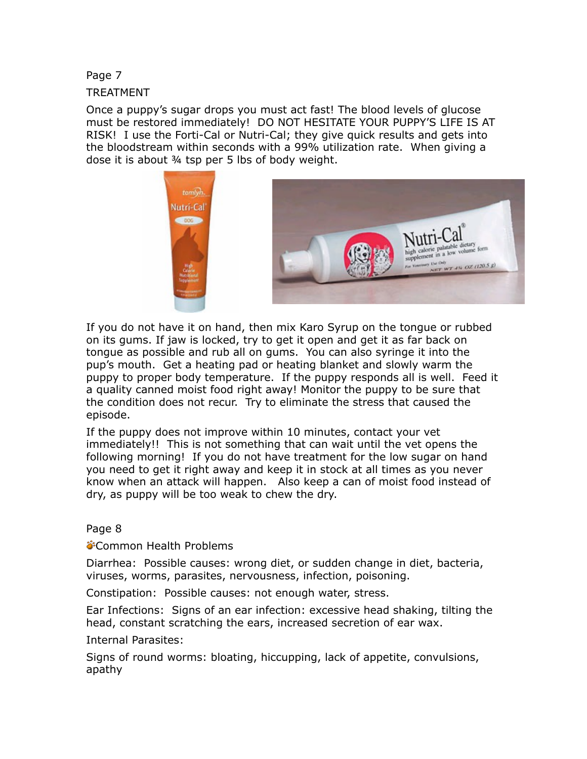Page 7

## TREATMENT

Once a puppy's sugar drops you must act fast! The blood levels of glucose must be restored immediately! DO NOT HESITATE YOUR PUPPY'S LIFE IS AT RISK! I use the Forti-Cal or Nutri-Cal; they give quick results and gets into the bloodstream within seconds with a 99% utilization rate. When giving a dose it is about ¾ tsp per 5 lbs of body weight.

If you do not have it on hand, then mix Karo Syrup on the tongue or rubbed on its gums. If jaw is locked, try to get it open and get it as far back on tongue as possible and rub all on gums. You can also syringe it into the pup's mouth. Get a heating pad or heating blanket and slowly warm the puppy to proper body temperature. If the puppy responds all is well. Feed it a quality canned moist food right away! Monitor the puppy to be sure that the condition does not recur. Try to eliminate the stress that caused the episode.

If the puppy does not improve within 10 minutes, contact your vet immediately!! This is not something that can wait until the vet opens the following morning! If you do not have treatment for the low sugar on hand you need to get it right away and keep it in stock at all times as you never know when an attack will happen. Also keep a can of moist food instead of dry, as puppy will be too weak to chew the dry.

Page 8

## Common Health Problems

Diarrhea: Possible causes: wrong diet, or sudden change in diet, bacteria, viruses, worms, parasites, nervousness, infection, poisoning.

Constipation: Possible causes: not enough water, stress.

Ear Infections: Signs of an ear infection: excessive head shaking, tilting the head, constant scratching the ears, increased secretion of ear wax.

Internal Parasites:

Signs of round worms: bloating, hiccupping, lack of appetite, convulsions, apathy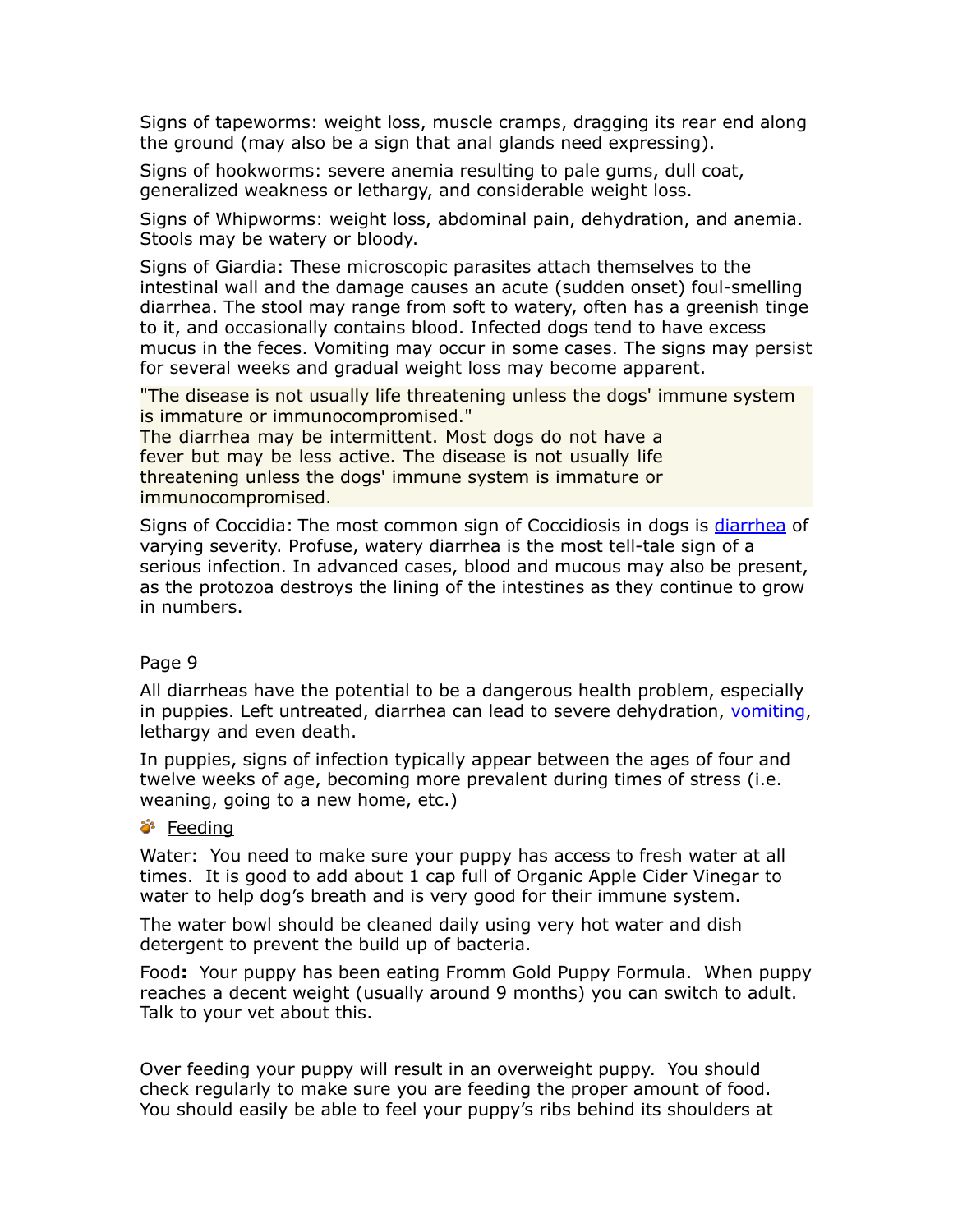Signs of tapeworms: weight loss, muscle cramps, dragging its rear end along the ground (may also be a sign that anal glands need expressing).

Signs of hookworms: severe anemia resulting to pale gums, dull coat, generalized weakness or lethargy, and considerable weight loss.

Signs of Whipworms: weight loss, abdominal pain, dehydration, and anemia. Stools may be watery or bloody.

Signs of Giardia: These microscopic parasites attach themselves to the intestinal wall and the damage causes an acute (sudden onset) foul-smelling diarrhea. The stool may range from soft to watery, often has a greenish tinge to it, and occasionally contains blood. Infected dogs tend to have excess mucus in the feces. Vomiting may occur in some cases. The signs may persist for several weeks and gradual weight loss may become apparent.

"The disease is not usually life threatening unless the dogs' immune system is immature or immunocompromised."
The diarrhea may be intermittent. Most dogs do not have a fever but may be less active. The disease is not usually life threatening unless the dogs' immune system is immature or immunocompromised.

Signs of Coccidia: The most common sign of Coccidiosis in dogs is diarrhea of varying severity. Profuse, watery diarrhea is the most tell-tale sign of a serious infection. In advanced cases, blood and mucous may also be present, as the protozoa destroys the lining of the intestines as they continue to grow in numbers.

Page 9

All diarrheas have the potential to be a dangerous health problem, especially in puppies. Left untreated, diarrhea can lead to severe dehydration, vomiting, lethargy and even death.

In puppies, signs of infection typically appear between the ages of four and twelve weeks of age, becoming more prevalent during times of stress (i.e. weaning, going to a new home, etc.)

## Feeding

Water: You need to make sure your puppy has access to fresh water at all times. It is good to add about 1 cap full of Organic Apple Cider Vinegar to water to help dog's breath and is very good for their immune system.

The water bowl should be cleaned daily using very hot water and dish detergent to prevent the build up of bacteria.

Food**:** Your puppy has been eating Fromm Gold Puppy Formula. When puppy reaches a decent weight (usually around 9 months) you can switch to adult. Talk to your vet about this.

Over feeding your puppy will result in an overweight puppy. You should check regularly to make sure you are feeding the proper amount of food. You should easily be able to feel your puppy's ribs behind its shoulders at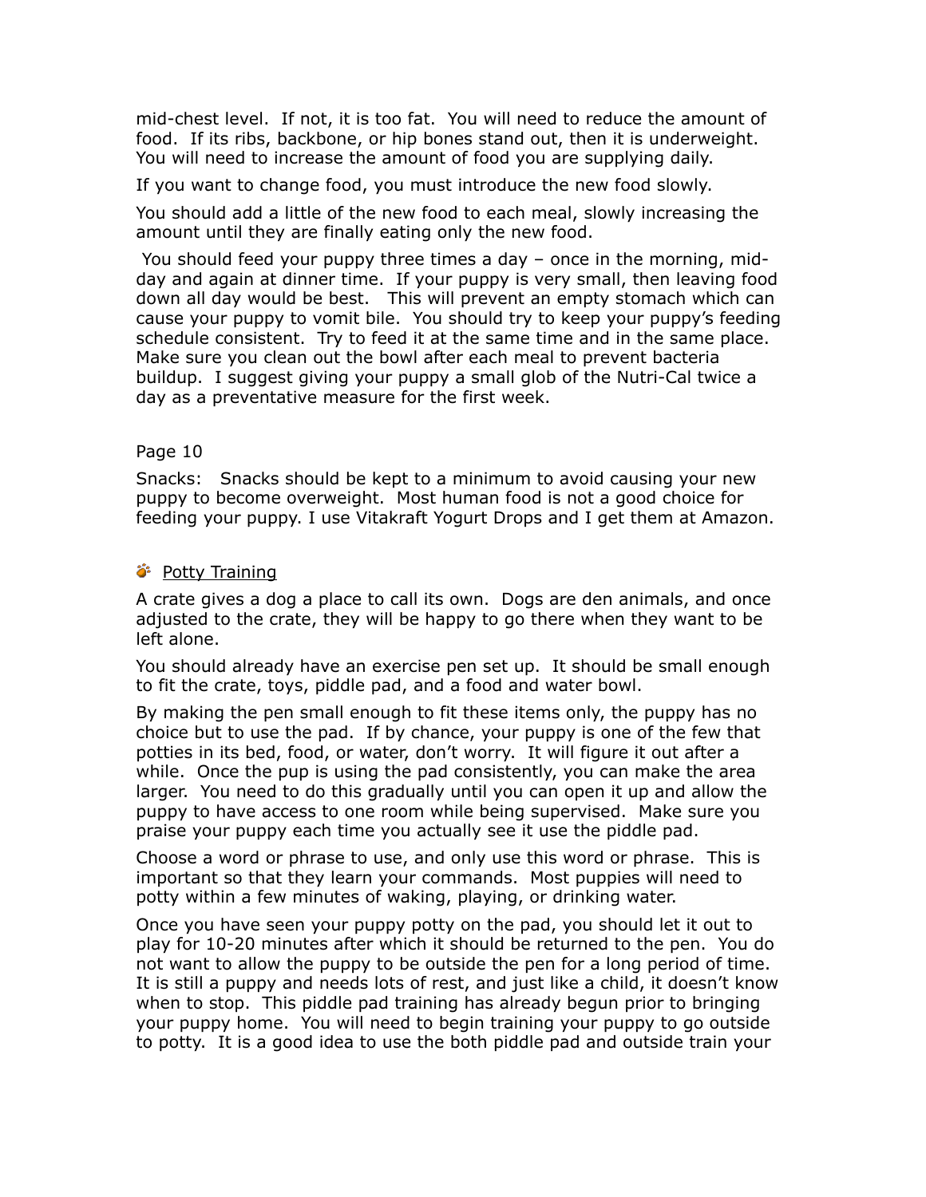mid-chest level. If not, it is too fat. You will need to reduce the amount of food. If its ribs, backbone, or hip bones stand out, then it is underweight. You will need to increase the amount of food you are supplying daily.

If you want to change food, you must introduce the new food slowly.

You should add a little of the new food to each meal, slowly increasing the amount until they are finally eating only the new food.

You should feed your puppy three times a day – once in the morning, mid-day and again at dinner time. If your puppy is very small, then leaving food down all day would be best. This will prevent an empty stomach which can cause your puppy to vomit bile. You should try to keep your puppy's feeding schedule consistent. Try to feed it at the same time and in the same place. Make sure you clean out the bowl after each meal to prevent bacteria buildup. I suggest giving your puppy a small glob of the Nutri-Cal twice a day as a preventative measure for the first week.

Page 10

Snacks: Snacks should be kept to a minimum to avoid causing your new puppy to become overweight. Most human food is not a good choice for feeding your puppy. I use Vitakraft Yogurt Drops and I get them at Amazon.

## Potty Training

A crate gives a dog a place to call its own. Dogs are den animals, and once adjusted to the crate, they will be happy to go there when they want to be left alone.

You should already have an exercise pen set up. It should be small enough to fit the crate, toys, piddle pad, and a food and water bowl.

By making the pen small enough to fit these items only, the puppy has no choice but to use the pad. If by chance, your puppy is one of the few that potties in its bed, food, or water, don't worry. It will figure it out after a while. Once the pup is using the pad consistently, you can make the area larger. You need to do this gradually until you can open it up and allow the puppy to have access to one room while being supervised. Make sure you praise your puppy each time you actually see it use the piddle pad.

Choose a word or phrase to use, and only use this word or phrase. This is important so that they learn your commands. Most puppies will need to potty within a few minutes of waking, playing, or drinking water.

Once you have seen your puppy potty on the pad, you should let it out to play for 10-20 minutes after which it should be returned to the pen. You do not want to allow the puppy to be outside the pen for a long period of time. It is still a puppy and needs lots of rest, and just like a child, it doesn't know when to stop. This piddle pad training has already begun prior to bringing your puppy home. You will need to begin training your puppy to go outside to potty. It is a good idea to use the both piddle pad and outside train your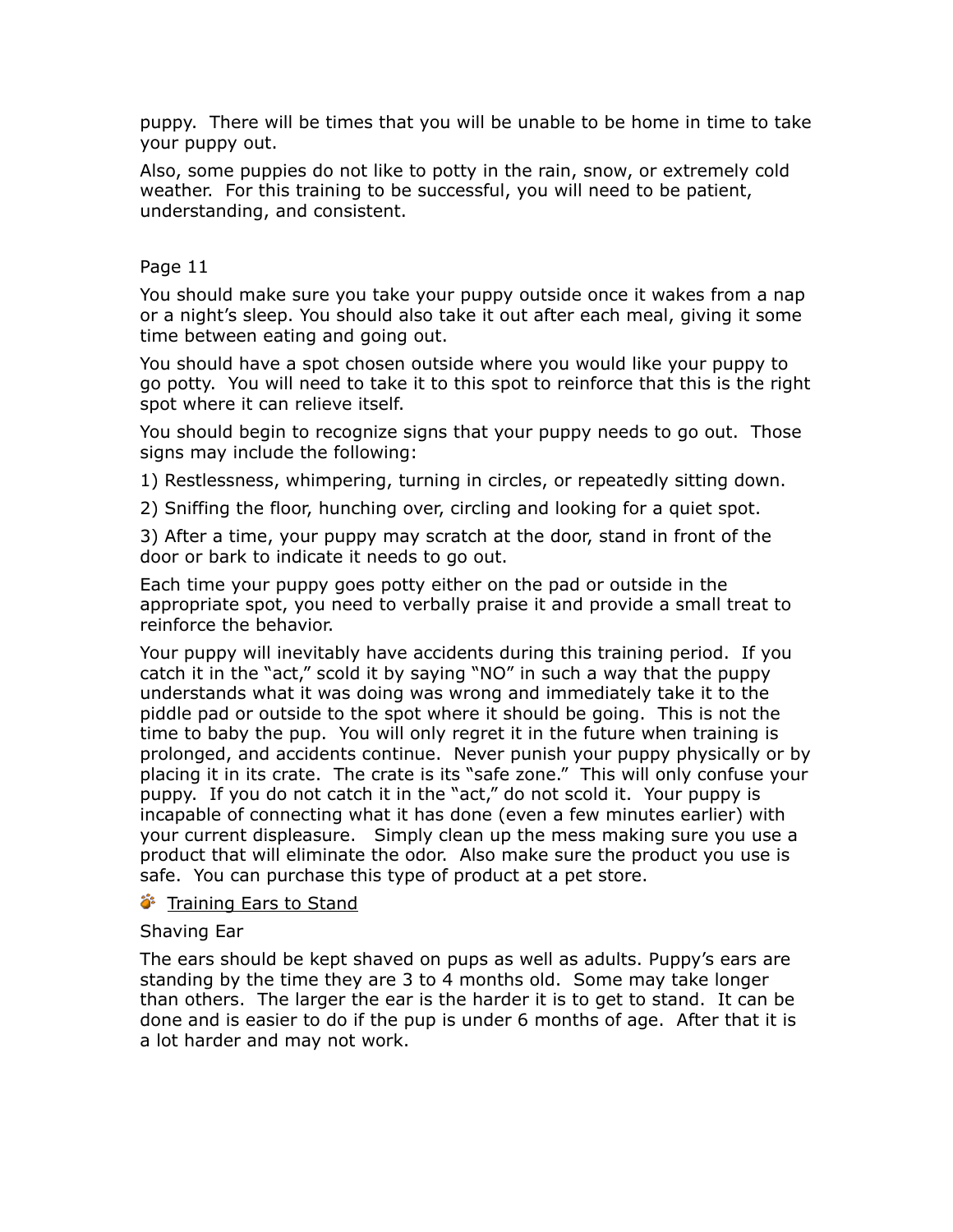puppy. There will be times that you will be unable to be home in time to take your puppy out.

Also, some puppies do not like to potty in the rain, snow, or extremely cold weather. For this training to be successful, you will need to be patient, understanding, and consistent.

Page 11

You should make sure you take your puppy outside once it wakes from a nap or a night's sleep. You should also take it out after each meal, giving it some time between eating and going out.

You should have a spot chosen outside where you would like your puppy to go potty. You will need to take it to this spot to reinforce that this is the right spot where it can relieve itself.

You should begin to recognize signs that your puppy needs to go out. Those signs may include the following:

1) Restlessness, whimpering, turning in circles, or repeatedly sitting down.

2) Sniffing the floor, hunching over, circling and looking for a quiet spot.

3) After a time, your puppy may scratch at the door, stand in front of the door or bark to indicate it needs to go out.

Each time your puppy goes potty either on the pad or outside in the appropriate spot, you need to verbally praise it and provide a small treat to reinforce the behavior.

Your puppy will inevitably have accidents during this training period. If you catch it in the "act," scold it by saying "NO" in such a way that the puppy understands what it was doing was wrong and immediately take it to the piddle pad or outside to the spot where it should be going. This is not the time to baby the pup. You will only regret it in the future when training is prolonged, and accidents continue. Never punish your puppy physically or by placing it in its crate. The crate is its "safe zone." This will only confuse your puppy. If you do not catch it in the "act," do not scold it. Your puppy is incapable of connecting what it has done (even a few minutes earlier) with your current displeasure. Simply clean up the mess making sure you use a product that will eliminate the odor. Also make sure the product you use is safe. You can purchase this type of product at a pet store.

## Training Ears to Stand

### Shaving Ear

The ears should be kept shaved on pups as well as adults. Puppy's ears are standing by the time they are 3 to 4 months old. Some may take longer than others. The larger the ear is the harder it is to get to stand. It can be done and is easier to do if the pup is under 6 months of age. After that it is a lot harder and may not work.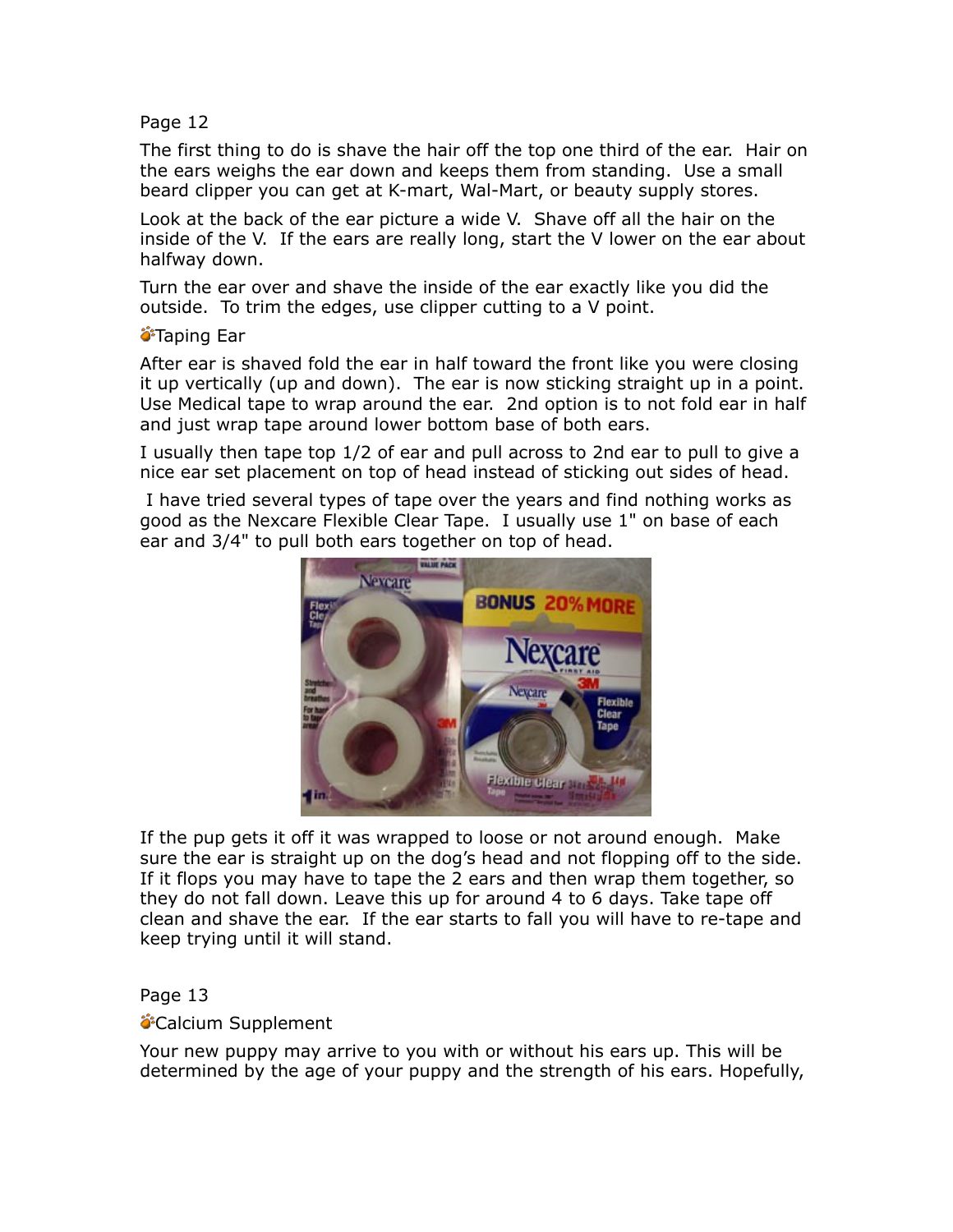Page 12

The first thing to do is shave the hair off the top one third of the ear. Hair on the ears weighs the ear down and keeps them from standing. Use a small beard clipper you can get at K-mart, Wal-Mart, or beauty supply stores.

Look at the back of the ear picture a wide V. Shave off all the hair on the inside of the V. If the ears are really long, start the V lower on the ear about halfway down.

Turn the ear over and shave the inside of the ear exactly like you did the outside. To trim the edges, use clipper cutting to a V point.

### Taping Ear

After ear is shaved fold the ear in half toward the front like you were closing it up vertically (up and down). The ear is now sticking straight up in a point. Use Medical tape to wrap around the ear. 2nd option is to not fold ear in half and just wrap tape around lower bottom base of both ears.

I usually then tape top 1/2 of ear and pull across to 2nd ear to pull to give a nice ear set placement on top of head instead of sticking out sides of head.

I have tried several types of tape over the years and find nothing works as good as the Nexcare Flexible Clear Tape. I usually use 1" on base of each ear and 3/4" to pull both ears together on top of head.

If the pup gets it off it was wrapped to loose or not around enough. Make sure the ear is straight up on the dog's head and not flopping off to the side. If it flops you may have to tape the 2 ears and then wrap them together, so they do not fall down. Leave this up for around 4 to 6 days. Take tape off clean and shave the ear. If the ear starts to fall you will have to re-tape and keep trying until it will stand.

Page 13

### Calcium Supplement

Your new puppy may arrive to you with or without his ears up. This will be determined by the age of your puppy and the strength of his ears. Hopefully,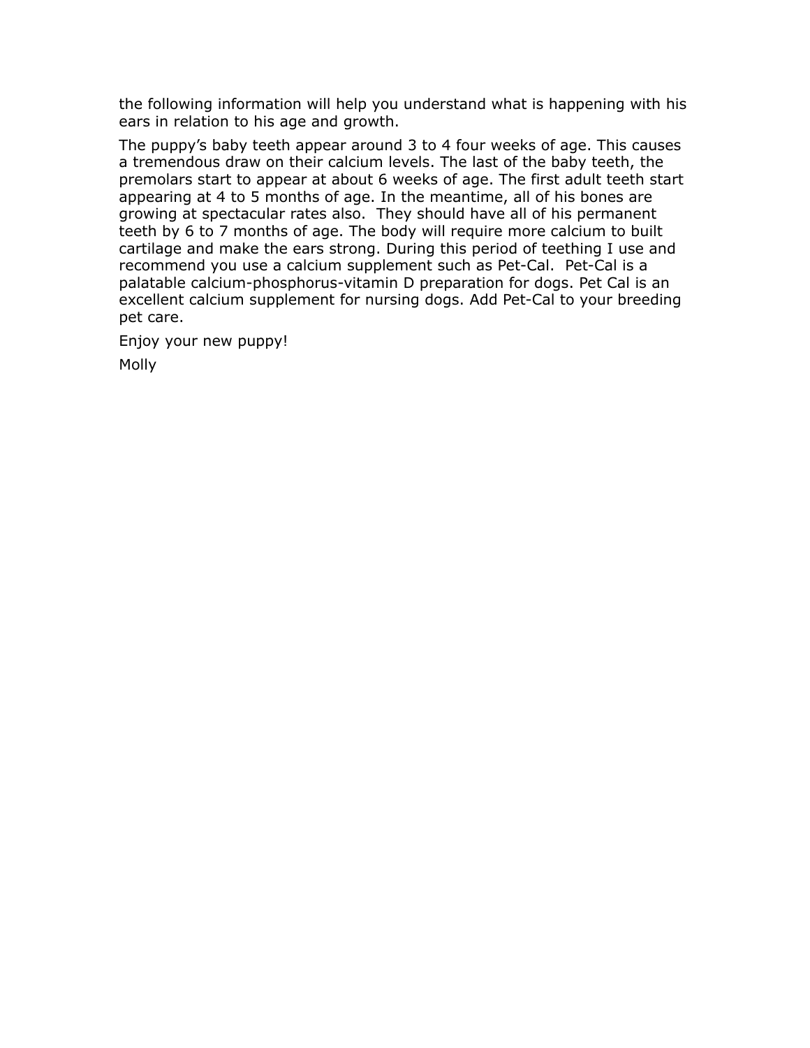the following information will help you understand what is happening with his ears in relation to his age and growth.

The puppy’s baby teeth appear around 3 to 4 four weeks of age. This causes a tremendous draw on their calcium levels. The last of the baby teeth, the premolars start to appear at about 6 weeks of age. The first adult teeth start appearing at 4 to 5 months of age. In the meantime, all of his bones are growing at spectacular rates also. They should have all of his permanent teeth by 6 to 7 months of age. The body will require more calcium to built cartilage and make the ears strong. During this period of teething I use and recommend you use a calcium supplement such as Pet-Cal. Pet-Cal is a palatable calcium-phosphorus-vitamin D preparation for dogs. Pet Cal is an excellent calcium supplement for nursing dogs. Add Pet-Cal to your breeding pet care.

Enjoy your new puppy!

Molly